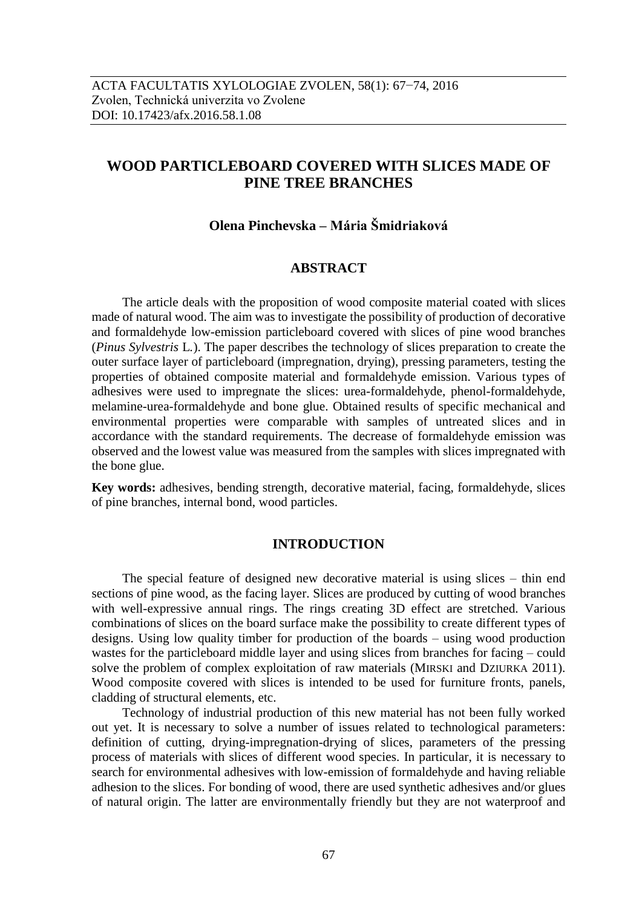# WOOD PARTICLEBOARD COVERED WITH SLICES MADE OF PINE TREE BRANCHES

**Olena Pinchevska – Mária Šmidriaková**

## ABSTRACT

The article deals with the proposition of wood composite material coated with slices made of natural wood. The aim was to investigate the possibility of production of decorative and formaldehyde low-emission particleboard covered with slices of pine wood branches (*Pinus Sylvestris* L.). The paper describes the technology of slices preparation to create the outer surface layer of particleboard (impregnation, drying), pressing parameters, testing the properties of obtained composite material and formaldehyde emission. Various types of adhesives were used to impregnate the slices: urea-formaldehyde, phenol-formaldehyde, melamine-urea-formaldehyde and bone glue. Obtained results of specific mechanical and environmental properties were comparable with samples of untreated slices and in accordance with the standard requirements. The decrease of formaldehyde emission was observed and the lowest value was measured from the samples with slices impregnated with the bone glue.

**Key words:** adhesives, bending strength, decorative material, facing, formaldehyde, slices of pine branches, internal bond, wood particles.

## INTRODUCTION

The special feature of designed new decorative material is using slices – thin end sections of pine wood, as the facing layer. Slices are produced by cutting of wood branches with well-expressive annual rings. The rings creating 3D effect are stretched. Various combinations of slices on the board surface make the possibility to create different types of designs. Using low quality timber for production of the boards – using wood production wastes for the particleboard middle layer and using slices from branches for facing – could solve the problem of complex exploitation of raw materials (Mirski and Dziurka 2011). Wood composite covered with slices is intended to be used for furniture fronts, panels, cladding of structural elements, etc.

Technology of industrial production of this new material has not been fully worked out yet. It is necessary to solve a number of issues related to technological parameters: definition of cutting, drying-impregnation-drying of slices, parameters of the pressing process of materials with slices of different wood species. In particular, it is necessary to search for environmental adhesives with low-emission of formaldehyde and having reliable adhesion to the slices. For bonding of wood, there are used synthetic adhesives and/or glues of natural origin. The latter are environmentally friendly but they are not waterproof and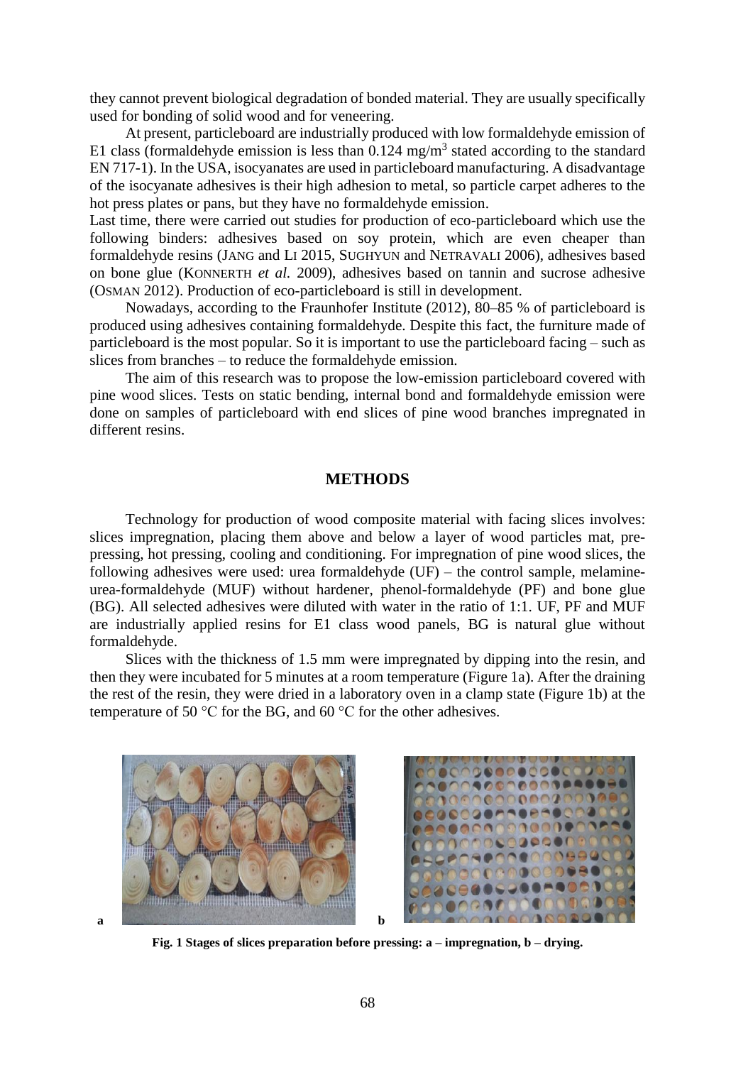they cannot prevent biological degradation of bonded material. They are usually specifically used for bonding of solid wood and for veneering.

At present, particleboard are industrially produced with low formaldehyde emission of E1 class (formaldehyde emission is less than 0.124 mg/m$^3$ stated according to the standard EN 717-1). In the USA, isocyanates are used in particleboard manufacturing. A disadvantage of the isocyanate adhesives is their high adhesion to metal, so particle carpet adheres to the hot press plates or pans, but they have no formaldehyde emission.

Last time, there were carried out studies for production of eco-particleboard which use the following binders: adhesives based on soy protein, which are even cheaper than formaldehyde resins (Jang and Li 2015, Sughyun and Netravali 2006), adhesives based on bone glue (Konnerth *et al.* 2009), adhesives based on tannin and sucrose adhesive (Osman 2012). Production of eco-particleboard is still in development.

Nowadays, according to the Fraunhofer Institute (2012), 80–85 % of particleboard is produced using adhesives containing formaldehyde. Despite this fact, the furniture made of particleboard is the most popular. So it is important to use the particleboard facing – such as slices from branches – to reduce the formaldehyde emission.

The aim of this research was to propose the low-emission particleboard covered with pine wood slices. Tests on static bending, internal bond and formaldehyde emission were done on samples of particleboard with end slices of pine wood branches impregnated in different resins.

## METHODS

Technology for production of wood composite material with facing slices involves: slices impregnation, placing them above and below a layer of wood particles mat, pre-pressing, hot pressing, cooling and conditioning. For impregnation of pine wood slices, the following adhesives were used: urea formaldehyde (UF) – the control sample, melamine-urea-formaldehyde (MUF) without hardener, phenol-formaldehyde (PF) and bone glue (BG). All selected adhesives were diluted with water in the ratio of 1:1. UF, PF and MUF are industrially applied resins for E1 class wood panels, BG is natural glue without formaldehyde.

Slices with the thickness of 1.5 mm were impregnated by dipping into the resin, and then they were incubated for 5 minutes at a room temperature (Figure 1a). After the draining the rest of the resin, they were dried in a laboratory oven in a clamp state (Figure 1b) at the temperature of 50 °C for the BG, and 60 °C for the other adhesives.

**Fig. 1 Stages of slices preparation before pressing: a – impregnation, b – drying.**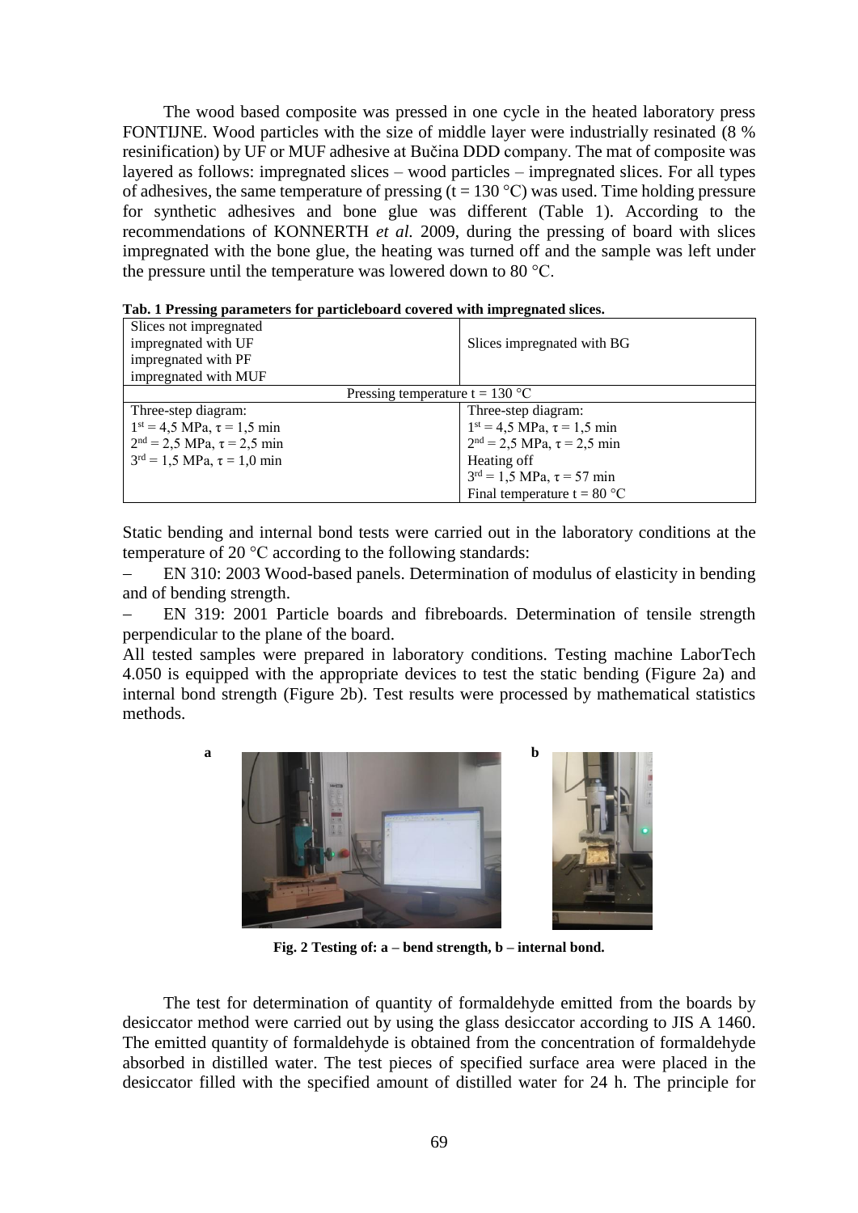The wood based composite was pressed in one cycle in the heated laboratory press FONTIJNE. Wood particles with the size of middle layer were industrially resinated (8 % resinification) by UF or MUF adhesive at Bučina DDD company. The mat of composite was layered as follows: impregnated slices – wood particles – impregnated slices. For all types of adhesives, the same temperature of pressing ($t = 130$ °C) was used. Time holding pressure for synthetic adhesives and bone glue was different (Table 1). According to the recommendations of KONNERTH *et al.* 2009, during the pressing of board with slices impregnated with the bone glue, the heating was turned off and the sample was left under the pressure until the temperature was lowered down to 80 °C.

**Tab. 1 Pressing parameters for particleboard covered with impregnated slices.**

| Slices not impregnated<br>impregnated with UF<br>impregnated with PF<br>impregnated with MUF | Slices impregnated with BG |
|---|---|
| Pressing temperature $t = 130$ °C | |
| Three-step diagram:<br>$1^{st} = 4{,}5$ MPa, $\tau = 1{,}5$ min<br>$2^{nd} = 2{,}5$ MPa, $\tau = 2{,}5$ min<br>$3^{rd} = 1{,}5$ MPa, $\tau = 1{,}0$ min | Three-step diagram:<br>$1^{st} = 4{,}5$ MPa, $\tau = 1{,}5$ min<br>$2^{nd} = 2{,}5$ MPa, $\tau = 2{,}5$ min<br>Heating off<br>$3^{rd} = 1{,}5$ MPa, $\tau = 57$ min<br>Final temperature $t = 80$ °C |

Static bending and internal bond tests were carried out in the laboratory conditions at the temperature of 20 °C according to the following standards:

– EN 310: 2003 Wood-based panels. Determination of modulus of elasticity in bending and of bending strength.

– EN 319: 2001 Particle boards and fibreboards. Determination of tensile strength perpendicular to the plane of the board.

All tested samples were prepared in laboratory conditions. Testing machine LaborTech 4.050 is equipped with the appropriate devices to test the static bending (Figure 2a) and internal bond strength (Figure 2b). Test results were processed by mathematical statistics methods.

**Fig. 2 Testing of: a – bend strength, b – internal bond.**

The test for determination of quantity of formaldehyde emitted from the boards by desiccator method were carried out by using the glass desiccator according to JIS A 1460. The emitted quantity of formaldehyde is obtained from the concentration of formaldehyde absorbed in distilled water. The test pieces of specified surface area were placed in the desiccator filled with the specified amount of distilled water for 24 h. The principle for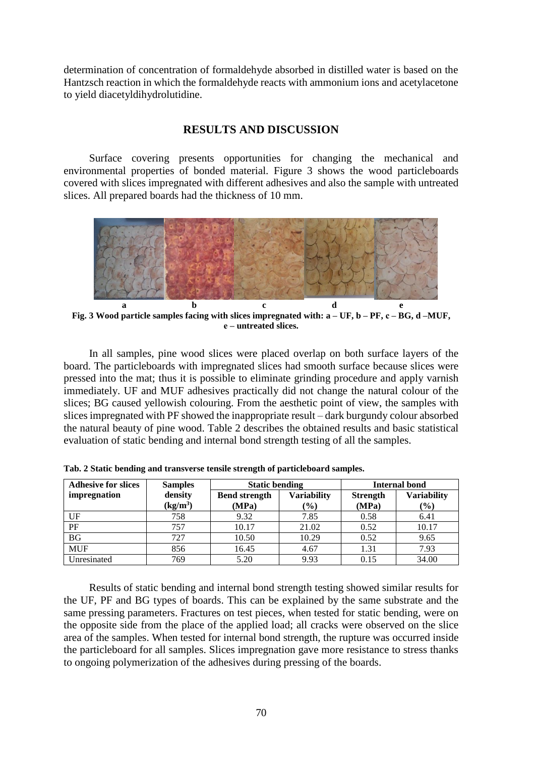determination of concentration of formaldehyde absorbed in distilled water is based on the Hantzsch reaction in which the formaldehyde reacts with ammonium ions and acetylacetone to yield diacetyldihydrolutidine.

## RESULTS AND DISCUSSION

Surface covering presents opportunities for changing the mechanical and environmental properties of bonded material. Figure 3 shows the wood particleboards covered with slices impregnated with different adhesives and also the sample with untreated slices. All prepared boards had the thickness of 10 mm.

**Fig. 3 Wood particle samples facing with slices impregnated with: a – UF, b – PF, c – BG, d –MUF, e – untreated slices.**

In all samples, pine wood slices were placed overlap on both surface layers of the board. The particleboards with impregnated slices had smooth surface because slices were pressed into the mat; thus it is possible to eliminate grinding procedure and apply varnish immediately. UF and MUF adhesives practically did not change the natural colour of the slices; BG caused yellowish colouring. From the aesthetic point of view, the samples with slices impregnated with PF showed the inappropriate result – dark burgundy colour absorbed the natural beauty of pine wood. Table 2 describes the obtained results and basic statistical evaluation of static bending and internal bond strength testing of all the samples.

**Tab. 2 Static bending and transverse tensile strength of particleboard samples.**

| Adhesive for slices impregnation | Samples density (kg/m$^3$) | Static bending | | Internal bond | |
|---|---|---|---|---|---|
| | | Bend strength (MPa) | Variability (%) | Strength (MPa) | Variability (%) |
| UF | 758 | 9.32 | 7.85 | 0.58 | 6.41 |
| PF | 757 | 10.17 | 21.02 | 0.52 | 10.17 |
| BG | 727 | 10.50 | 10.29 | 0.52 | 9.65 |
| MUF | 856 | 16.45 | 4.67 | 1.31 | 7.93 |
| Unresinated | 769 | 5.20 | 9.93 | 0.15 | 34.00 |

Results of static bending and internal bond strength testing showed similar results for the UF, PF and BG types of boards. This can be explained by the same substrate and the same pressing parameters. Fractures on test pieces, when tested for static bending, were on the opposite side from the place of the applied load; all cracks were observed on the slice area of the samples. When tested for internal bond strength, the rupture was occurred inside the particleboard for all samples. Slices impregnation gave more resistance to stress thanks to ongoing polymerization of the adhesives during pressing of the boards.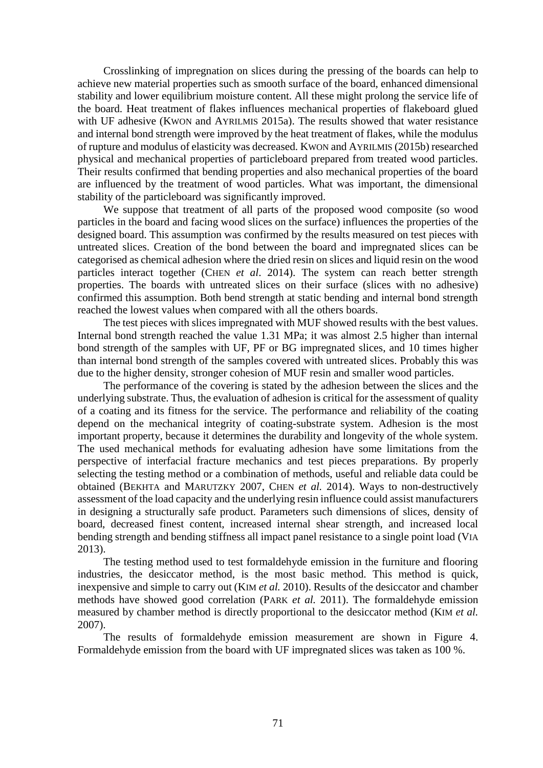Crosslinking of impregnation on slices during the pressing of the boards can help to achieve new material properties such as smooth surface of the board, enhanced dimensional stability and lower equilibrium moisture content. All these might prolong the service life of the board. Heat treatment of flakes influences mechanical properties of flakeboard glued with UF adhesive (KWON and AYRILMIS 2015a). The results showed that water resistance and internal bond strength were improved by the heat treatment of flakes, while the modulus of rupture and modulus of elasticity was decreased. KWON and AYRILMIS (2015b) researched physical and mechanical properties of particleboard prepared from treated wood particles. Their results confirmed that bending properties and also mechanical properties of the board are influenced by the treatment of wood particles. What was important, the dimensional stability of the particleboard was significantly improved.

We suppose that treatment of all parts of the proposed wood composite (so wood particles in the board and facing wood slices on the surface) influences the properties of the designed board. This assumption was confirmed by the results measured on test pieces with untreated slices. Creation of the bond between the board and impregnated slices can be categorised as chemical adhesion where the dried resin on slices and liquid resin on the wood particles interact together (CHEN *et al*. 2014). The system can reach better strength properties. The boards with untreated slices on their surface (slices with no adhesive) confirmed this assumption. Both bend strength at static bending and internal bond strength reached the lowest values when compared with all the others boards.

The test pieces with slices impregnated with MUF showed results with the best values. Internal bond strength reached the value 1.31 MPa; it was almost 2.5 higher than internal bond strength of the samples with UF, PF or BG impregnated slices, and 10 times higher than internal bond strength of the samples covered with untreated slices. Probably this was due to the higher density, stronger cohesion of MUF resin and smaller wood particles.

The performance of the covering is stated by the adhesion between the slices and the underlying substrate. Thus, the evaluation of adhesion is critical for the assessment of quality of a coating and its fitness for the service. The performance and reliability of the coating depend on the mechanical integrity of coating-substrate system. Adhesion is the most important property, because it determines the durability and longevity of the whole system. The used mechanical methods for evaluating adhesion have some limitations from the perspective of interfacial fracture mechanics and test pieces preparations. By properly selecting the testing method or a combination of methods, useful and reliable data could be obtained (BEKHTA and MARUTZKY 2007, CHEN *et al.* 2014). Ways to non-destructively assessment of the load capacity and the underlying resin influence could assist manufacturers in designing a structurally safe product. Parameters such dimensions of slices, density of board, decreased finest content, increased internal shear strength, and increased local bending strength and bending stiffness all impact panel resistance to a single point load (VIA 2013).

The testing method used to test formaldehyde emission in the furniture and flooring industries, the desiccator method, is the most basic method. This method is quick, inexpensive and simple to carry out (KIM *et al.* 2010). Results of the desiccator and chamber methods have showed good correlation (PARK *et al.* 2011). The formaldehyde emission measured by chamber method is directly proportional to the desiccator method (KIM *et al.* 2007).

The results of formaldehyde emission measurement are shown in Figure 4. Formaldehyde emission from the board with UF impregnated slices was taken as 100 %.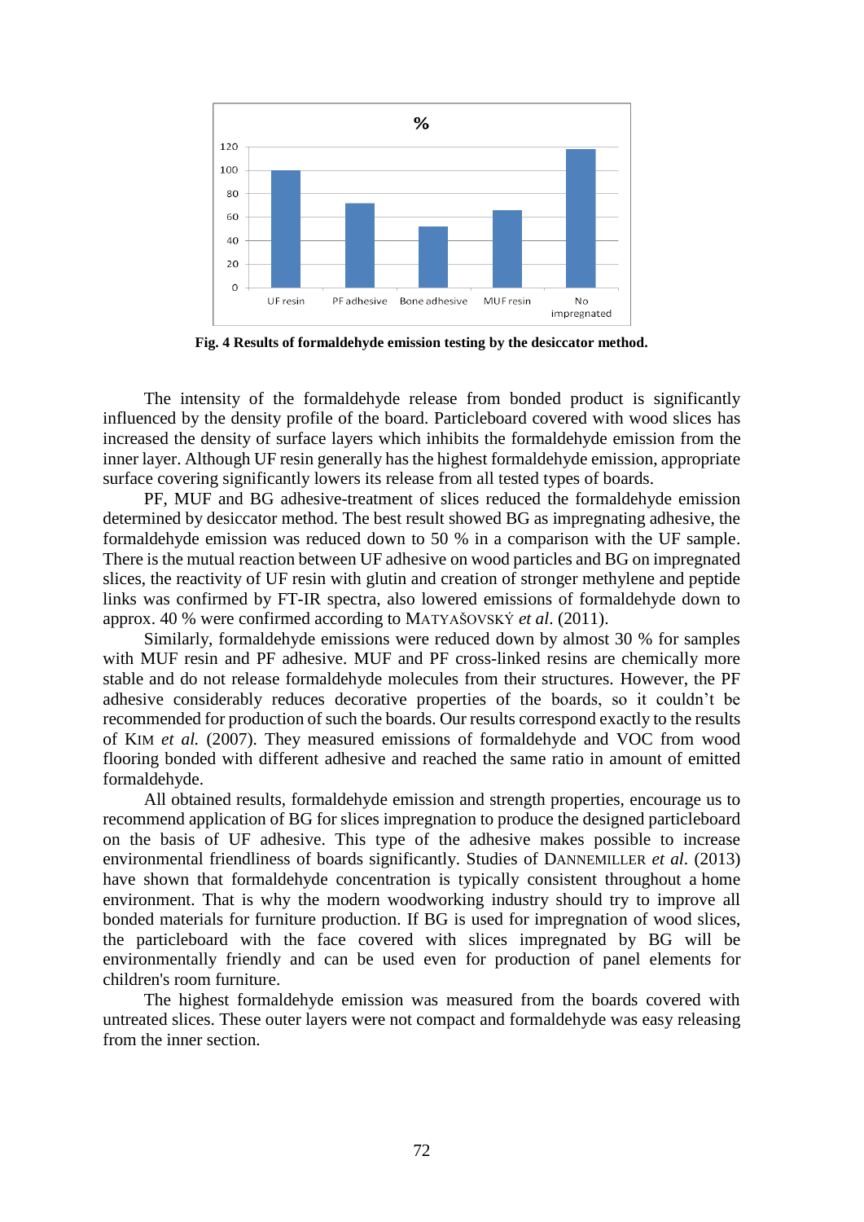**Fig. 4 Results of formaldehyde emission testing by the desiccator method.**

The intensity of the formaldehyde release from bonded product is significantly influenced by the density profile of the board. Particleboard covered with wood slices has increased the density of surface layers which inhibits the formaldehyde emission from the inner layer. Although UF resin generally has the highest formaldehyde emission, appropriate surface covering significantly lowers its release from all tested types of boards.

PF, MUF and BG adhesive-treatment of slices reduced the formaldehyde emission determined by desiccator method. The best result showed BG as impregnating adhesive, the formaldehyde emission was reduced down to 50 % in a comparison with the UF sample. There is the mutual reaction between UF adhesive on wood particles and BG on impregnated slices, the reactivity of UF resin with glutin and creation of stronger methylene and peptide links was confirmed by FT-IR spectra, also lowered emissions of formaldehyde down to approx. 40 % were confirmed according to MATYAŠOVSKÝ *et al*. (2011).

Similarly, formaldehyde emissions were reduced down by almost 30 % for samples with MUF resin and PF adhesive. MUF and PF cross-linked resins are chemically more stable and do not release formaldehyde molecules from their structures. However, the PF adhesive considerably reduces decorative properties of the boards, so it couldn't be recommended for production of such the boards. Our results correspond exactly to the results of KIM *et al.* (2007). They measured emissions of formaldehyde and VOC from wood flooring bonded with different adhesive and reached the same ratio in amount of emitted formaldehyde.

All obtained results, formaldehyde emission and strength properties, encourage us to recommend application of BG for slices impregnation to produce the designed particleboard on the basis of UF adhesive. This type of the adhesive makes possible to increase environmental friendliness of boards significantly. Studies of DANNEMILLER *et al*. (2013) have shown that formaldehyde concentration is typically consistent throughout a home environment. That is why the modern woodworking industry should try to improve all bonded materials for furniture production. If BG is used for impregnation of wood slices, the particleboard with the face covered with slices impregnated by BG will be environmentally friendly and can be used even for production of panel elements for children's room furniture.

The highest formaldehyde emission was measured from the boards covered with untreated slices. These outer layers were not compact and formaldehyde was easy releasing from the inner section.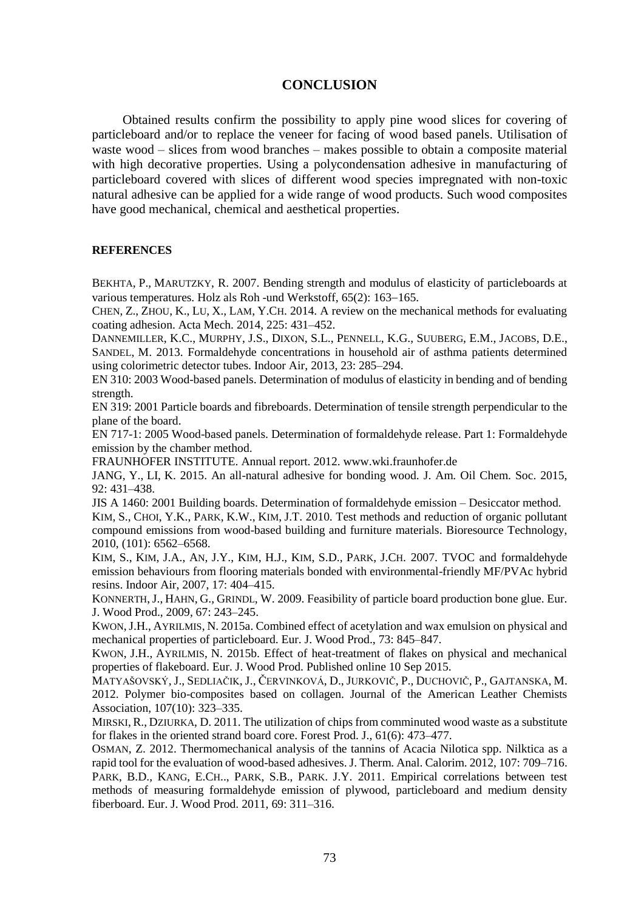## CONCLUSION

Obtained results confirm the possibility to apply pine wood slices for covering of particleboard and/or to replace the veneer for facing of wood based panels. Utilisation of waste wood – slices from wood branches – makes possible to obtain a composite material with high decorative properties. Using a polycondensation adhesive in manufacturing of particleboard covered with slices of different wood species impregnated with non-toxic natural adhesive can be applied for a wide range of wood products. Such wood composites have good mechanical, chemical and aesthetical properties.

### REFERENCES

BEKHTA, P., MARUTZKY, R. 2007. Bending strength and modulus of elasticity of particleboards at various temperatures. Holz als Roh -und Werkstoff, 65(2): 163–165.

CHEN, Z., ZHOU, K., LU, X., LAM, Y.CH. 2014. A review on the mechanical methods for evaluating coating adhesion. Acta Mech. 2014, 225: 431–452.

DANNEMILLER, K.C., MURPHY, J.S., DIXON, S.L., PENNELL, K.G., SUUBERG, E.M., JACOBS, D.E., SANDEL, M. 2013. Formaldehyde concentrations in household air of asthma patients determined using colorimetric detector tubes. Indoor Air, 2013, 23: 285–294.

EN 310: 2003 Wood-based panels. Determination of modulus of elasticity in bending and of bending strength.

EN 319: 2001 Particle boards and fibreboards. Determination of tensile strength perpendicular to the plane of the board.

EN 717-1: 2005 Wood-based panels. Determination of formaldehyde release. Part 1: Formaldehyde emission by the chamber method.

FRAUNHOFER INSTITUTE. Annual report. 2012. www.wki.fraunhofer.de

JANG, Y., LI, K. 2015. An all-natural adhesive for bonding wood. J. Am. Oil Chem. Soc. 2015, 92: 431–438.

JIS A 1460: 2001 Building boards. Determination of formaldehyde emission – Desiccator method.

KIM, S., CHOI, Y.K., PARK, K.W., KIM, J.T. 2010. Test methods and reduction of organic pollutant compound emissions from wood-based building and furniture materials. Bioresource Technology, 2010, (101): 6562–6568.

KIM, S., KIM, J.A., AN, J.Y., KIM, H.J., KIM, S.D., PARK, J.CH. 2007. TVOC and formaldehyde emission behaviours from flooring materials bonded with environmental-friendly MF/PVAc hybrid resins. Indoor Air, 2007, 17: 404–415.

KONNERTH, J., HAHN, G., GRINDL, W. 2009. Feasibility of particle board production bone glue. Eur. J. Wood Prod., 2009, 67: 243–245.

KWON, J.H., AYRILMIS, N. 2015a. Combined effect of acetylation and wax emulsion on physical and mechanical properties of particleboard. Eur. J. Wood Prod., 73: 845–847.

KWON, J.H., AYRILMIS, N. 2015b. Effect of heat-treatment of flakes on physical and mechanical properties of flakeboard. Eur. J. Wood Prod. Published online 10 Sep 2015.

MATYAŠOVSKÝ, J., SEDLIAČIK, J., ČERVINKOVÁ, D., JURKOVIČ, P., DUCHOVIČ, P., GAJTANSKA, M. 2012. Polymer bio-composites based on collagen. Journal of the American Leather Chemists Association, 107(10): 323–335.

MIRSKI, R., DZIURKA, D. 2011. The utilization of chips from comminuted wood waste as a substitute for flakes in the oriented strand board core. Forest Prod. J., 61(6): 473–477.

OSMAN, Z. 2012. Thermomechanical analysis of the tannins of Acacia Nilotica spp. Nilktica as a rapid tool for the evaluation of wood-based adhesives. J. Therm. Anal. Calorim. 2012, 107: 709–716.

PARK, B.D., KANG, E.CH.., PARK, S.B., PARK. J.Y. 2011. Empirical correlations between test methods of measuring formaldehyde emission of plywood, particleboard and medium density fiberboard. Eur. J. Wood Prod. 2011, 69: 311–316.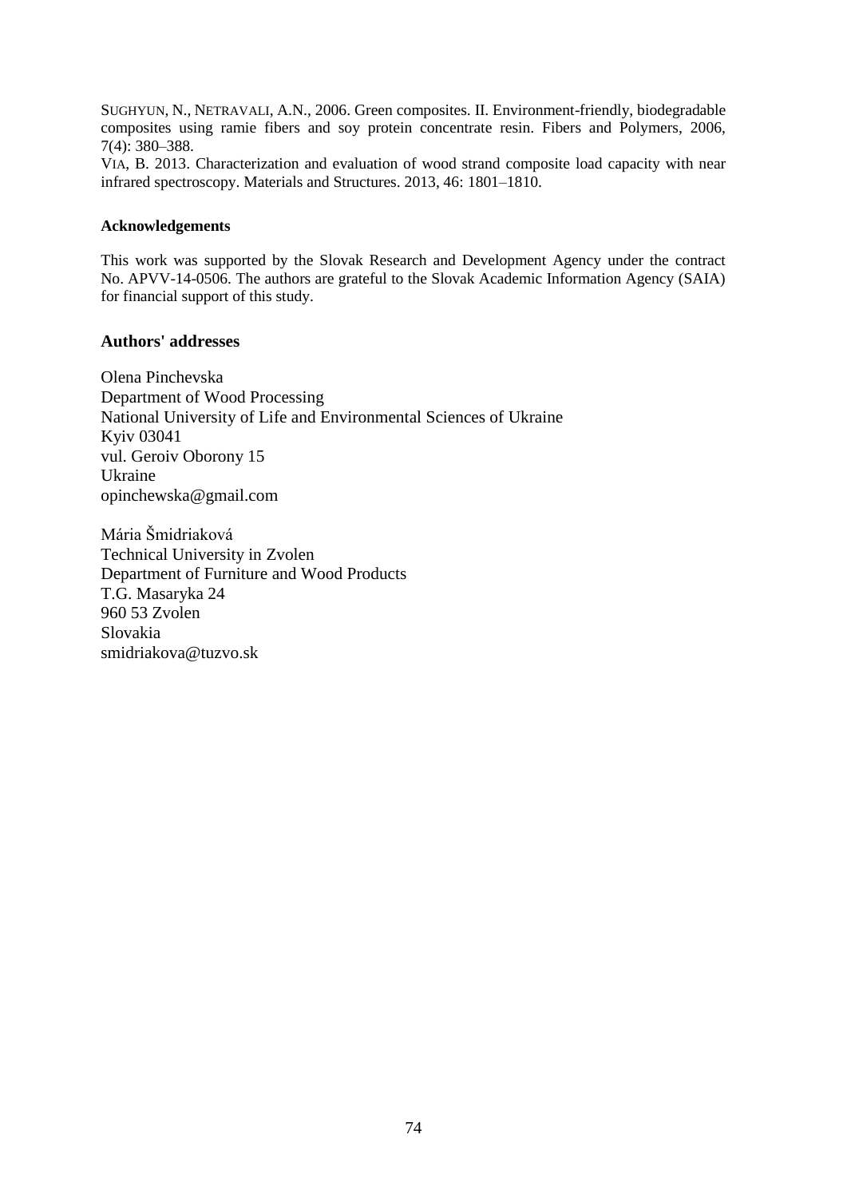SUGHYUN, N., NETRAVALI, A.N., 2006. Green composites. II. Environment-friendly, biodegradable composites using ramie fibers and soy protein concentrate resin. Fibers and Polymers, 2006, 7(4): 380–388.

VIA, B. 2013. Characterization and evaluation of wood strand composite load capacity with near infrared spectroscopy. Materials and Structures. 2013, 46: 1801–1810.

**Acknowledgements**

This work was supported by the Slovak Research and Development Agency under the contract No. APVV-14-0506. The authors are grateful to the Slovak Academic Information Agency (SAIA) for financial support of this study.

## Authors' addresses

Olena Pinchevska
Department of Wood Processing
National University of Life and Environmental Sciences of Ukraine
Kyiv 03041
vul. Geroiv Oborony 15
Ukraine
opinchewska@gmail.com

Mária Šmidriaková
Technical University in Zvolen
Department of Furniture and Wood Products
T.G. Masaryka 24
960 53 Zvolen
Slovakia
smidriakova@tuzvo.sk